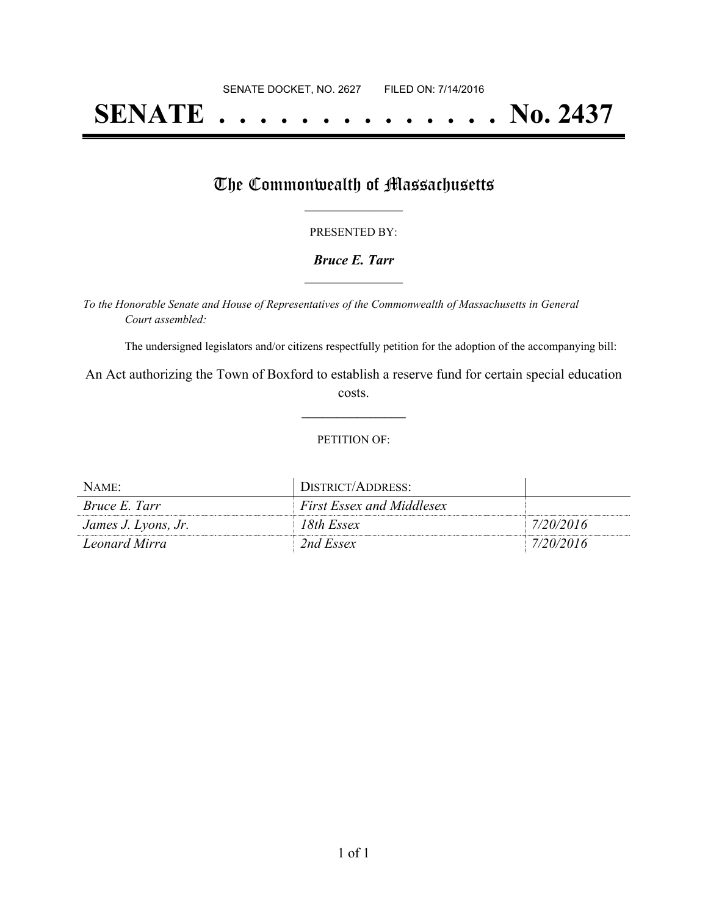SENATE DOCKET, NO. 2627        FILED ON: 7/14/2016

# SENATE . . . . . . . . . . . . . . No. 2437

## The Commonwealth of Massachusetts

PRESENTED BY:

***Bruce E. Tarr***

*To the Honorable Senate and House of Representatives of the Commonwealth of Massachusetts in General Court assembled:*

The undersigned legislators and/or citizens respectfully petition for the adoption of the accompanying bill:

An Act authorizing the Town of Boxford to establish a reserve fund for certain special education costs.

PETITION OF:

| NAME: | DISTRICT/ADDRESS: | |
|---|---|---|
| *Bruce E. Tarr* | *First Essex and Middlesex* | |
| *James J. Lyons, Jr.* | *18th Essex* | *7/20/2016* |
| *Leonard Mirra* | *2nd Essex* | *7/20/2016* |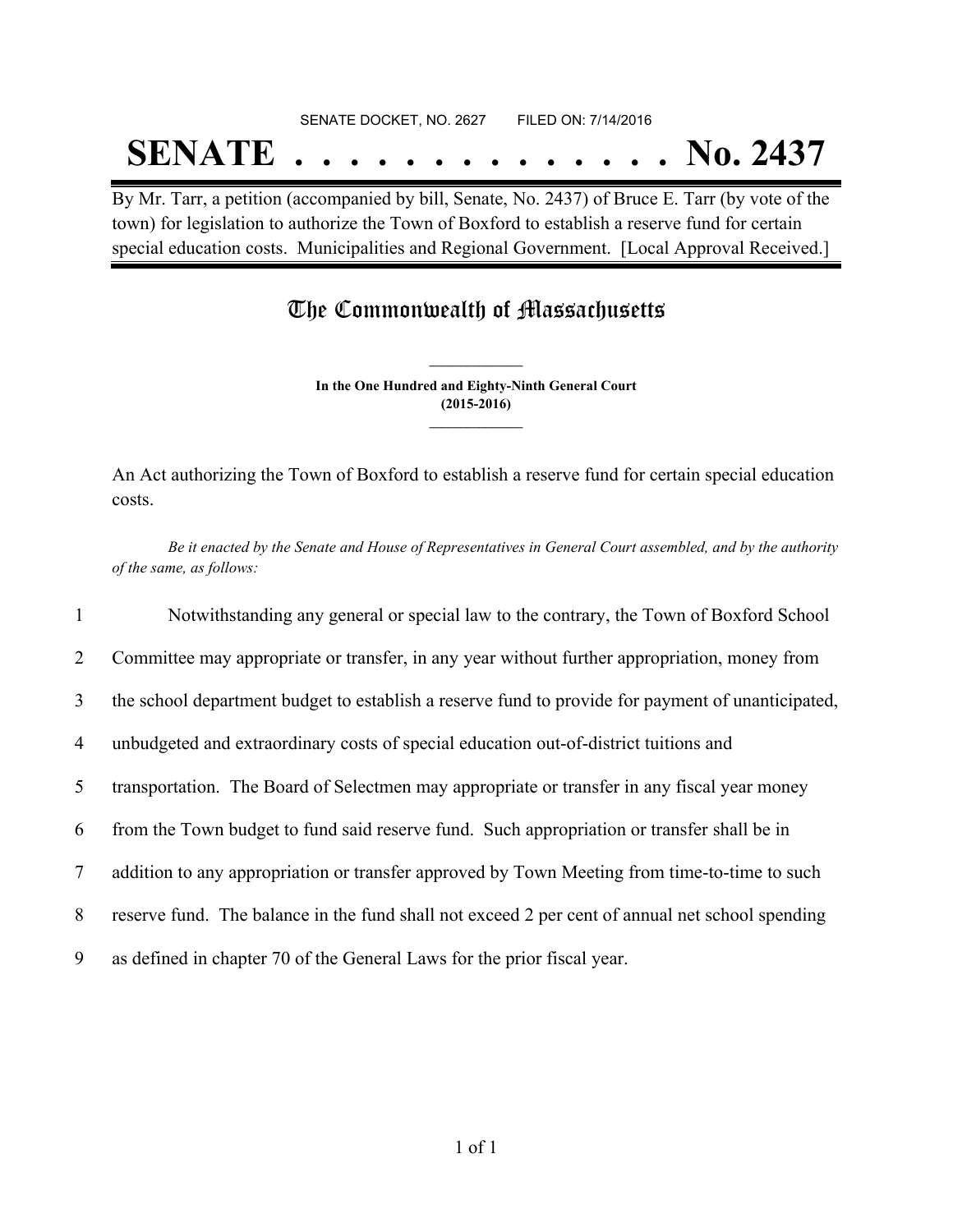SENATE DOCKET, NO. 2627 FILED ON: 7/14/2016

# SENATE . . . . . . . . . . . . . . No. 2437

By Mr. Tarr, a petition (accompanied by bill, Senate, No. 2437) of Bruce E. Tarr (by vote of the town) for legislation to authorize the Town of Boxford to establish a reserve fund for certain special education costs. Municipalities and Regional Government. [Local Approval Received.]

## The Commonwealth of Massachusetts

**In the One Hundred and Eighty-Ninth General Court**
**(2015-2016)**

An Act authorizing the Town of Boxford to establish a reserve fund for certain special education costs.

*Be it enacted by the Senate and House of Representatives in General Court assembled, and by the authority of the same, as follows:*

1 Notwithstanding any general or special law to the contrary, the Town of Boxford School
2 Committee may appropriate or transfer, in any year without further appropriation, money from
3 the school department budget to establish a reserve fund to provide for payment of unanticipated,
4 unbudgeted and extraordinary costs of special education out-of-district tuitions and
5 transportation. The Board of Selectmen may appropriate or transfer in any fiscal year money
6 from the Town budget to fund said reserve fund. Such appropriation or transfer shall be in
7 addition to any appropriation or transfer approved by Town Meeting from time-to-time to such
8 reserve fund. The balance in the fund shall not exceed 2 per cent of annual net school spending
9 as defined in chapter 70 of the General Laws for the prior fiscal year.